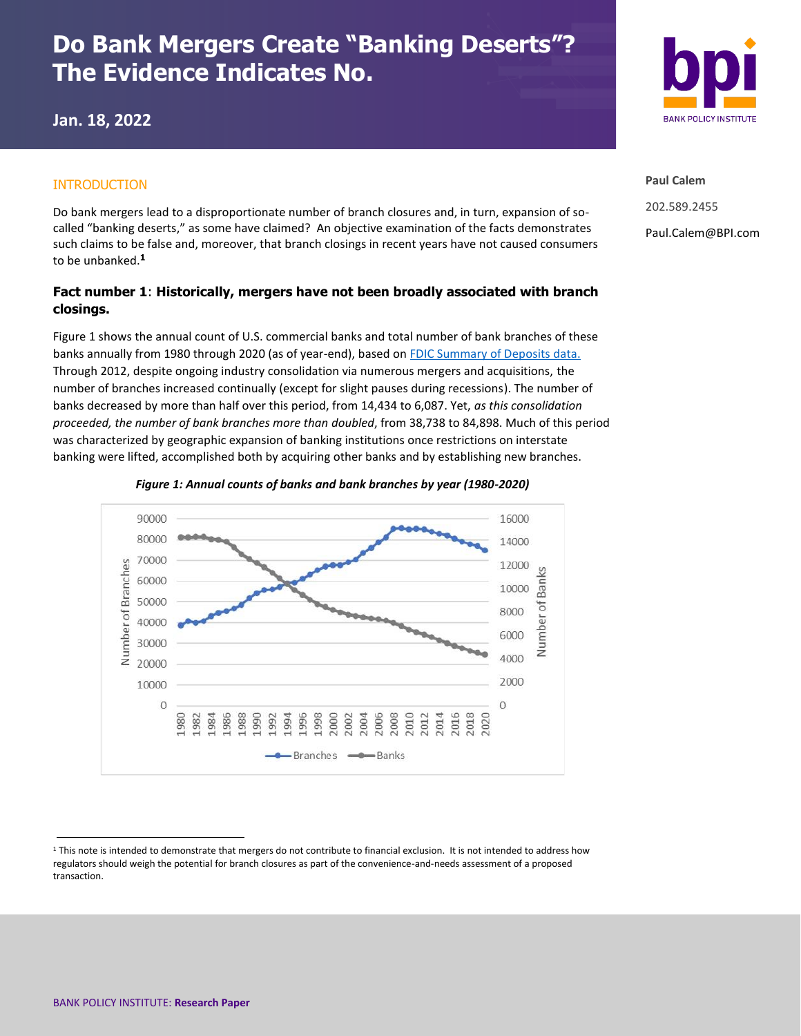# Do Bank Mergers Create "Banking Deserts"? The Evidence Indicates No.

**Jan. 18, 2022**

**Paul Calem**

202.589.2455

Paul.Calem@BPI.com

## INTRODUCTION

Do bank mergers lead to a disproportionate number of branch closures and, in turn, expansion of so-called "banking deserts," as some have claimed? An objective examination of the facts demonstrates such claims to be false and, moreover, that branch closings in recent years have not caused consumers to be unbanked.[1]

### Fact number 1: Historically, mergers have not been broadly associated with branch closings.

Figure 1 shows the annual count of U.S. commercial banks and total number of bank branches of these banks annually from 1980 through 2020 (as of year-end), based on FDIC Summary of Deposits data. Through 2012, despite ongoing industry consolidation via numerous mergers and acquisitions, the number of branches increased continually (except for slight pauses during recessions). The number of banks decreased by more than half over this period, from 14,434 to 6,087. Yet, *as this consolidation proceeded, the number of bank branches more than doubled*, from 38,738 to 84,898. Much of this period was characterized by geographic expansion of banking institutions once restrictions on interstate banking were lifted, accomplished both by acquiring other banks and by establishing new branches.

*Figure 1: Annual counts of banks and bank branches by year (1980-2020)*

[1] This note is intended to demonstrate that mergers do not contribute to financial exclusion. It is not intended to address how regulators should weigh the potential for branch closures as part of the convenience-and-needs assessment of a proposed transaction.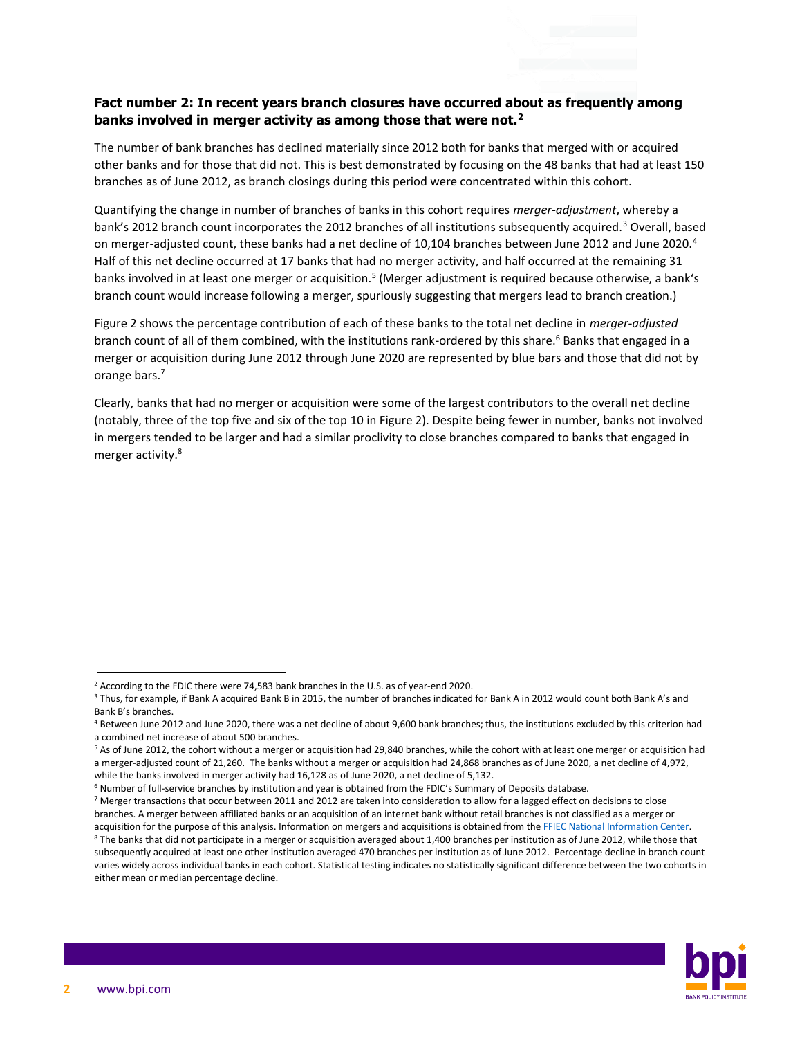**Fact number 2: In recent years branch closures have occurred about as frequently among banks involved in merger activity as among those that were not.[2]**

The number of bank branches has declined materially since 2012 both for banks that merged with or acquired other banks and for those that did not. This is best demonstrated by focusing on the 48 banks that had at least 150 branches as of June 2012, as branch closings during this period were concentrated within this cohort.

Quantifying the change in number of branches of banks in this cohort requires *merger-adjustment*, whereby a bank's 2012 branch count incorporates the 2012 branches of all institutions subsequently acquired.[3] Overall, based on merger-adjusted count, these banks had a net decline of 10,104 branches between June 2012 and June 2020.[4] Half of this net decline occurred at 17 banks that had no merger activity, and half occurred at the remaining 31 banks involved in at least one merger or acquisition.[5] (Merger adjustment is required because otherwise, a bank's branch count would increase following a merger, spuriously suggesting that mergers lead to branch creation.)

Figure 2 shows the percentage contribution of each of these banks to the total net decline in *merger-adjusted* branch count of all of them combined, with the institutions rank-ordered by this share.[6] Banks that engaged in a merger or acquisition during June 2012 through June 2020 are represented by blue bars and those that did not by orange bars.[7]

Clearly, banks that had no merger or acquisition were some of the largest contributors to the overall net decline (notably, three of the top five and six of the top 10 in Figure 2). Despite being fewer in number, banks not involved in mergers tended to be larger and had a similar proclivity to close branches compared to banks that engaged in merger activity.[8]

---

[2] According to the FDIC there were 74,583 bank branches in the U.S. as of year-end 2020.

[3] Thus, for example, if Bank A acquired Bank B in 2015, the number of branches indicated for Bank A in 2012 would count both Bank A's and Bank B's branches.

[4] Between June 2012 and June 2020, there was a net decline of about 9,600 bank branches; thus, the institutions excluded by this criterion had a combined net increase of about 500 branches.

[5] As of June 2012, the cohort without a merger or acquisition had 29,840 branches, while the cohort with at least one merger or acquisition had a merger-adjusted count of 21,260. The banks without a merger or acquisition had 24,868 branches as of June 2020, a net decline of 4,972, while the banks involved in merger activity had 16,128 as of June 2020, a net decline of 5,132.

[6] Number of full-service branches by institution and year is obtained from the FDIC's Summary of Deposits database.

[7] Merger transactions that occur between 2011 and 2012 are taken into consideration to allow for a lagged effect on decisions to close branches. A merger between affiliated banks or an acquisition of an internet bank without retail branches is not classified as a merger or acquisition for the purpose of this analysis. Information on mergers and acquisitions is obtained from the FFIEC National Information Center.

[8] The banks that did not participate in a merger or acquisition averaged about 1,400 branches per institution as of June 2012, while those that subsequently acquired at least one other institution averaged 470 branches per institution as of June 2012. Percentage decline in branch count varies widely across individual banks in each cohort. Statistical testing indicates no statistically significant difference between the two cohorts in either mean or median percentage decline.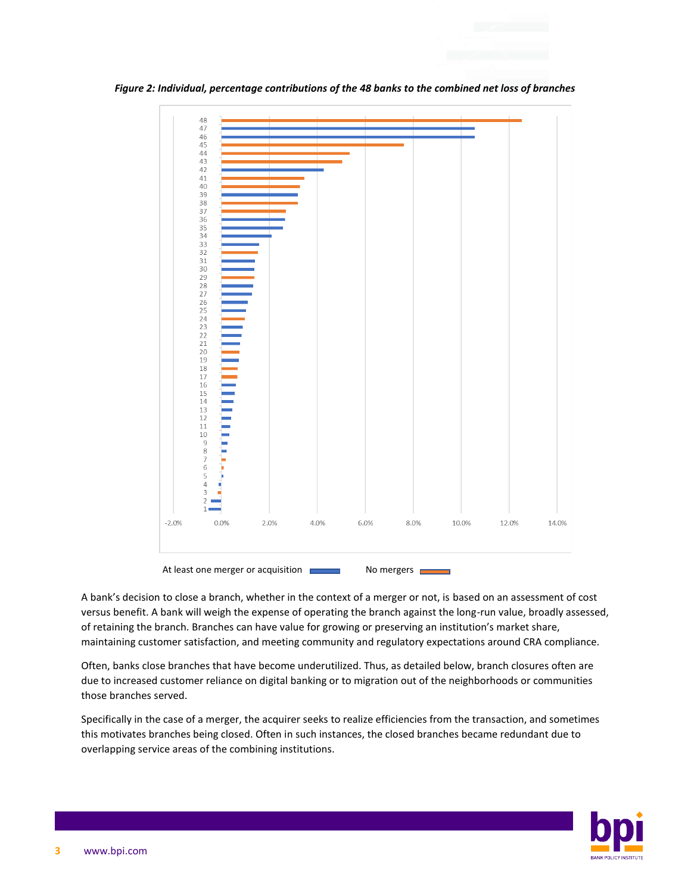*Figure 2: Individual, percentage contributions of the 48 banks to the combined net loss of branches*

At least one merger or acquisition — No mergers

A bank's decision to close a branch, whether in the context of a merger or not, is based on an assessment of cost versus benefit. A bank will weigh the expense of operating the branch against the long-run value, broadly assessed, of retaining the branch. Branches can have value for growing or preserving an institution's market share, maintaining customer satisfaction, and meeting community and regulatory expectations around CRA compliance.

Often, banks close branches that have become underutilized. Thus, as detailed below, branch closures often are due to increased customer reliance on digital banking or to migration out of the neighborhoods or communities those branches served.

Specifically in the case of a merger, the acquirer seeks to realize efficiencies from the transaction, and sometimes this motivates branches being closed. Often in such instances, the closed branches became redundant due to overlapping service areas of the combining institutions.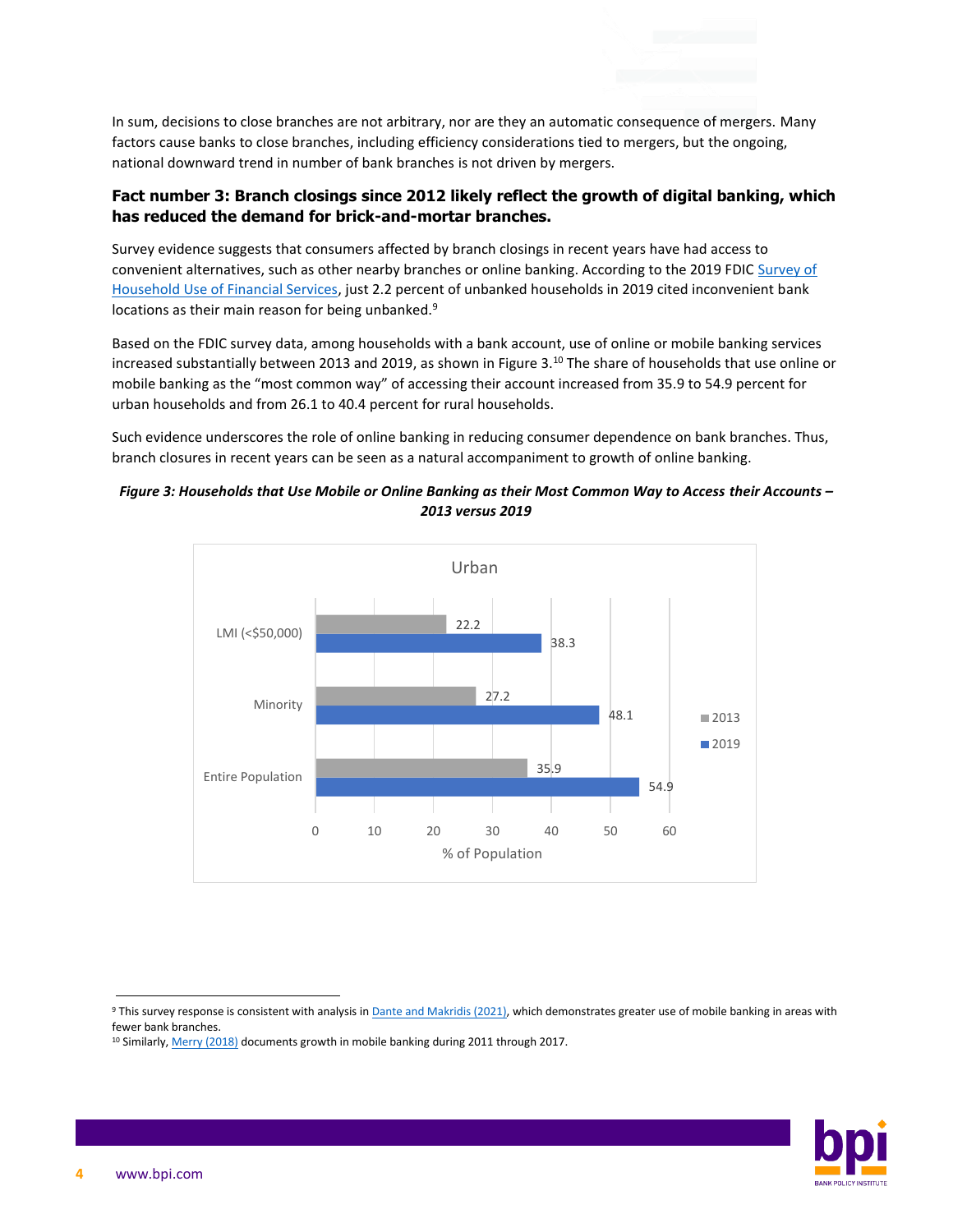In sum, decisions to close branches are not arbitrary, nor are they an automatic consequence of mergers. Many factors cause banks to close branches, including efficiency considerations tied to mergers, but the ongoing, national downward trend in number of bank branches is not driven by mergers.

### Fact number 3: Branch closings since 2012 likely reflect the growth of digital banking, which has reduced the demand for brick-and-mortar branches.

Survey evidence suggests that consumers affected by branch closings in recent years have had access to convenient alternatives, such as other nearby branches or online banking. According to the 2019 FDIC Survey of Household Use of Financial Services, just 2.2 percent of unbanked households in 2019 cited inconvenient bank locations as their main reason for being unbanked.[9]

Based on the FDIC survey data, among households with a bank account, use of online or mobile banking services increased substantially between 2013 and 2019, as shown in Figure 3.[10] The share of households that use online or mobile banking as the "most common way" of accessing their account increased from 35.9 to 54.9 percent for urban households and from 26.1 to 40.4 percent for rural households.

Such evidence underscores the role of online banking in reducing consumer dependence on bank branches. Thus, branch closures in recent years can be seen as a natural accompaniment to growth of online banking.

***Figure 3: Households that Use Mobile or Online Banking as their Most Common Way to Access their Accounts – 2013 versus 2019***

Urban

| | 2013 | 2019 |
|---|---|---|
| LMI (<$50,000) | 22.2 | 38.3 |
| Minority | 27.2 | 48.1 |
| Entire Population | 35.9 | 54.9 |

% of Population

[9] This survey response is consistent with analysis in Dante and Makridis (2021), which demonstrates greater use of mobile banking in areas with fewer bank branches.

[10] Similarly, Merry (2018) documents growth in mobile banking during 2011 through 2017.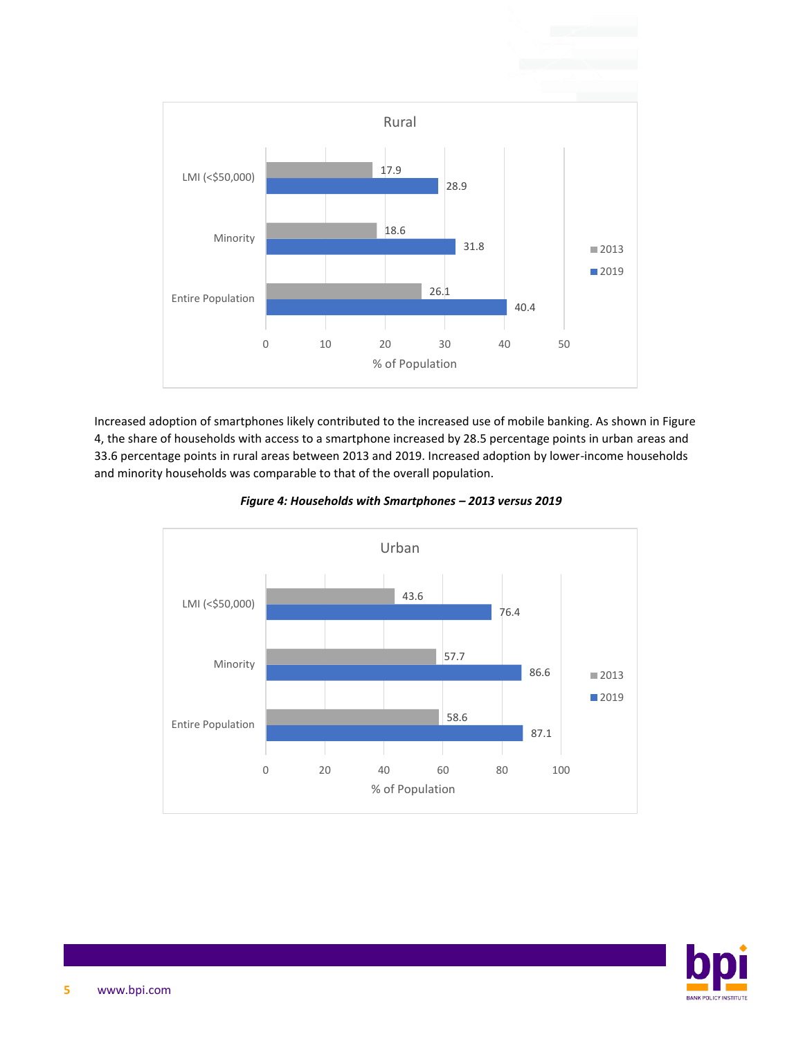**Rural**

| | 2013 | 2019 |
|---|---|---|
| LMI (<$50,000) | 17.9 | 28.9 |
| Minority | 18.6 | 31.8 |
| Entire Population | 26.1 | 40.4 |

% of Population

Increased adoption of smartphones likely contributed to the increased use of mobile banking. As shown in Figure 4, the share of households with access to a smartphone increased by 28.5 percentage points in urban areas and 33.6 percentage points in rural areas between 2013 and 2019. Increased adoption by lower-income households and minority households was comparable to that of the overall population.

***Figure 4: Households with Smartphones – 2013 versus 2019***

**Urban**

| | 2013 | 2019 |
|---|---|---|
| LMI (<$50,000) | 43.6 | 76.4 |
| Minority | 57.7 | 86.6 |
| Entire Population | 58.6 | 87.1 |

% of Population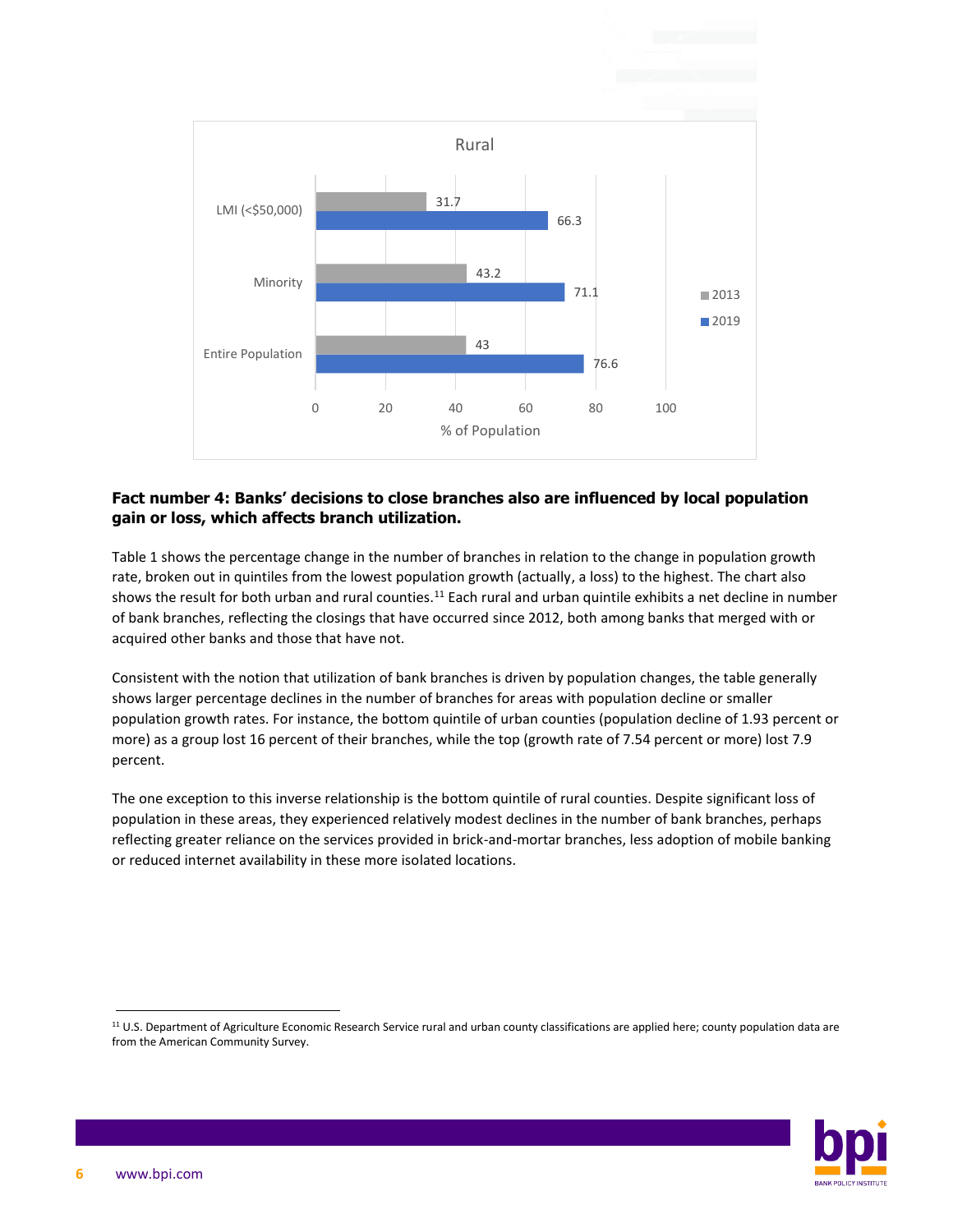Rural

| | 2013 | 2019 |
|---|---|---|
| LMI (<$50,000) | 31.7 | 66.3 |
| Minority | 43.2 | 71.1 |
| Entire Population | 43 | 76.6 |

% of Population

**Fact number 4: Banks' decisions to close branches also are influenced by local population gain or loss, which affects branch utilization.**

Table 1 shows the percentage change in the number of branches in relation to the change in population growth rate, broken out in quintiles from the lowest population growth (actually, a loss) to the highest. The chart also shows the result for both urban and rural counties.[11] Each rural and urban quintile exhibits a net decline in number of bank branches, reflecting the closings that have occurred since 2012, both among banks that merged with or acquired other banks and those that have not.

Consistent with the notion that utilization of bank branches is driven by population changes, the table generally shows larger percentage declines in the number of branches for areas with population decline or smaller population growth rates. For instance, the bottom quintile of urban counties (population decline of 1.93 percent or more) as a group lost 16 percent of their branches, while the top (growth rate of 7.54 percent or more) lost 7.9 percent.

The one exception to this inverse relationship is the bottom quintile of rural counties. Despite significant loss of population in these areas, they experienced relatively modest declines in the number of bank branches, perhaps reflecting greater reliance on the services provided in brick-and-mortar branches, less adoption of mobile banking or reduced internet availability in these more isolated locations.

[11] U.S. Department of Agriculture Economic Research Service rural and urban county classifications are applied here; county population data are from the American Community Survey.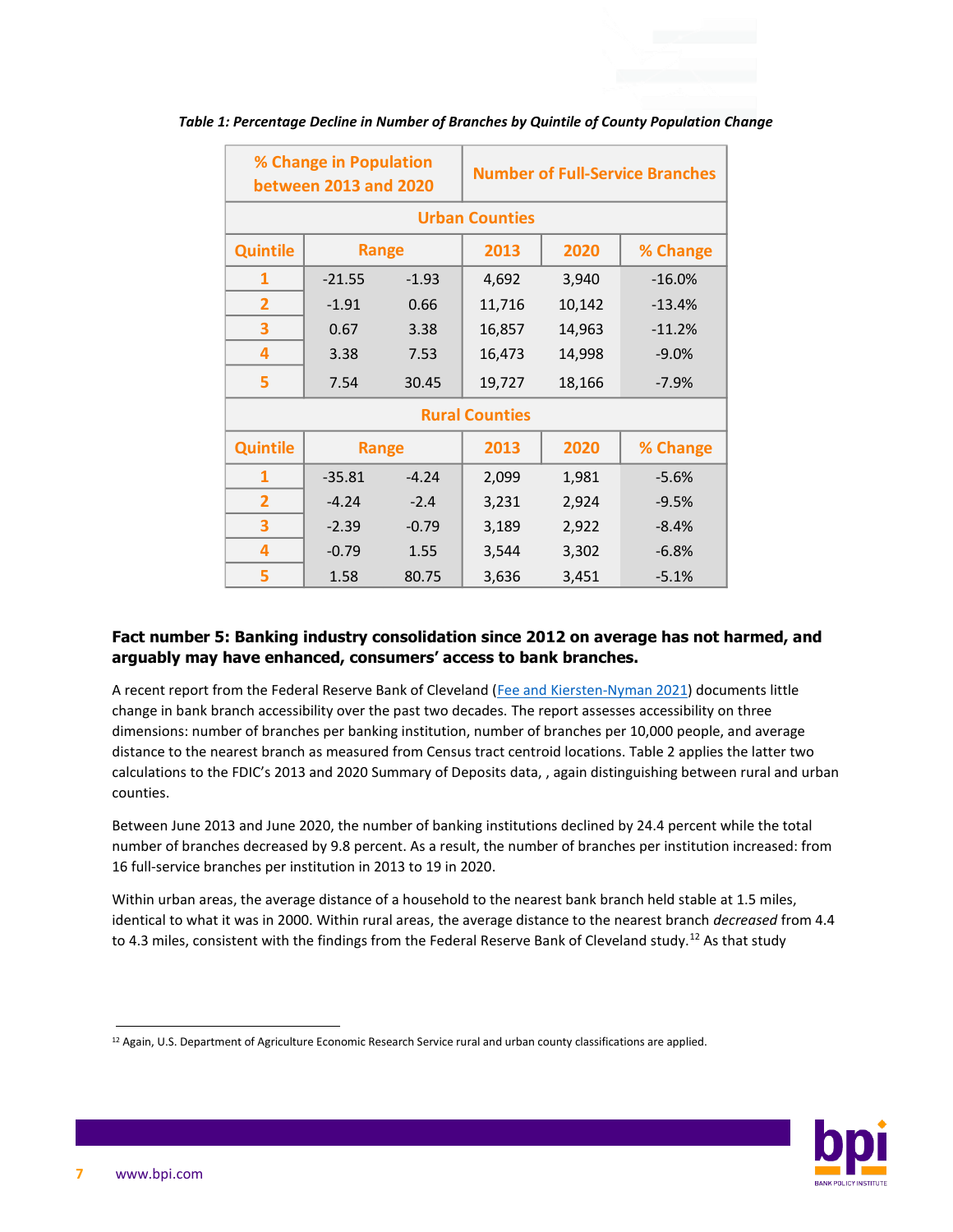*Table 1: Percentage Decline in Number of Branches by Quintile of County Population Change*

| % Change in Population between 2013 and 2020 | | | Number of Full-Service Branches | | |
|---|---|---|---|---|---|
| **Urban Counties** | | | | | |
| Quintile | Range | | 2013 | 2020 | % Change |
| 1 | -21.55 | -1.93 | 4,692 | 3,940 | -16.0% |
| 2 | -1.91 | 0.66 | 11,716 | 10,142 | -13.4% |
| 3 | 0.67 | 3.38 | 16,857 | 14,963 | -11.2% |
| 4 | 3.38 | 7.53 | 16,473 | 14,998 | -9.0% |
| 5 | 7.54 | 30.45 | 19,727 | 18,166 | -7.9% |
| **Rural Counties** | | | | | |
| Quintile | Range | | 2013 | 2020 | % Change |
| 1 | -35.81 | -4.24 | 2,099 | 1,981 | -5.6% |
| 2 | -4.24 | -2.4 | 3,231 | 2,924 | -9.5% |
| 3 | -2.39 | -0.79 | 3,189 | 2,922 | -8.4% |
| 4 | -0.79 | 1.55 | 3,544 | 3,302 | -6.8% |
| 5 | 1.58 | 80.75 | 3,636 | 3,451 | -5.1% |

**Fact number 5: Banking industry consolidation since 2012 on average has not harmed, and arguably may have enhanced, consumers' access to bank branches.**

A recent report from the Federal Reserve Bank of Cleveland (Fee and Kiersten-Nyman 2021) documents little change in bank branch accessibility over the past two decades. The report assesses accessibility on three dimensions: number of branches per banking institution, number of branches per 10,000 people, and average distance to the nearest branch as measured from Census tract centroid locations. Table 2 applies the latter two calculations to the FDIC's 2013 and 2020 Summary of Deposits data, , again distinguishing between rural and urban counties.

Between June 2013 and June 2020, the number of banking institutions declined by 24.4 percent while the total number of branches decreased by 9.8 percent. As a result, the number of branches per institution increased: from 16 full-service branches per institution in 2013 to 19 in 2020.

Within urban areas, the average distance of a household to the nearest bank branch held stable at 1.5 miles, identical to what it was in 2000. Within rural areas, the average distance to the nearest branch *decreased* from 4.4 to 4.3 miles, consistent with the findings from the Federal Reserve Bank of Cleveland study.[12] As that study

[12] Again, U.S. Department of Agriculture Economic Research Service rural and urban county classifications are applied.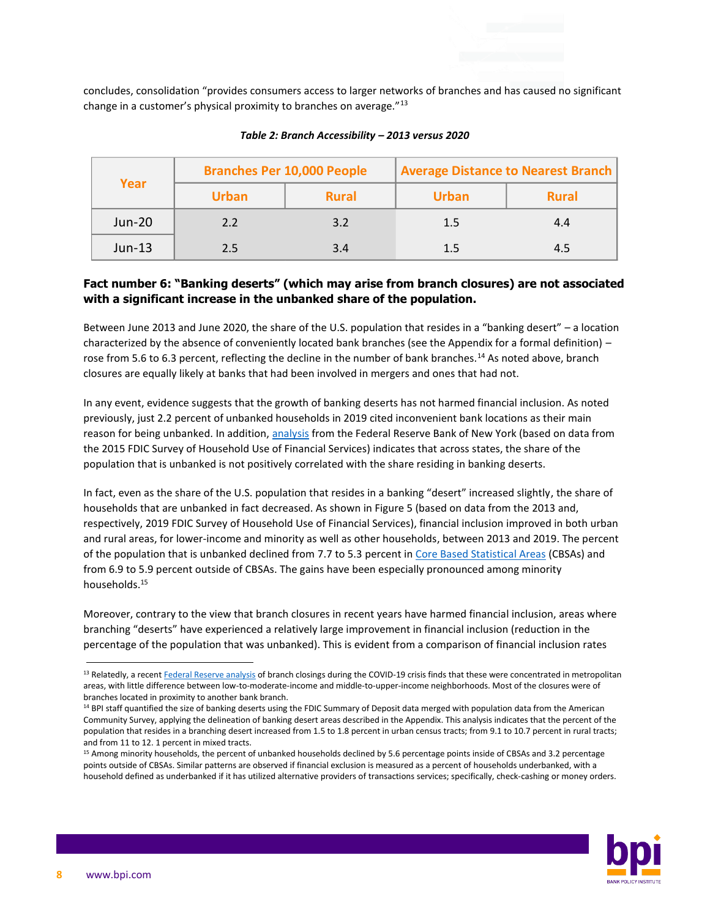concludes, consolidation "provides consumers access to larger networks of branches and has caused no significant change in a customer's physical proximity to branches on average."[13]

*Table 2: Branch Accessibility – 2013 versus 2020*

| Year | Branches Per 10,000 People | | Average Distance to Nearest Branch | |
|---|---|---|---|---|
| | Urban | Rural | Urban | Rural |
| Jun-20 | 2.2 | 3.2 | 1.5 | 4.4 |
| Jun-13 | 2.5 | 3.4 | 1.5 | 4.5 |

### Fact number 6: "Banking deserts" (which may arise from branch closures) are not associated with a significant increase in the unbanked share of the population.

Between June 2013 and June 2020, the share of the U.S. population that resides in a "banking desert" – a location characterized by the absence of conveniently located bank branches (see the Appendix for a formal definition) – rose from 5.6 to 6.3 percent, reflecting the decline in the number of bank branches.[14] As noted above, branch closures are equally likely at banks that had been involved in mergers and ones that had not.

In any event, evidence suggests that the growth of banking deserts has not harmed financial inclusion. As noted previously, just 2.2 percent of unbanked households in 2019 cited inconvenient bank locations as their main reason for being unbanked. In addition, analysis from the Federal Reserve Bank of New York (based on data from the 2015 FDIC Survey of Household Use of Financial Services) indicates that across states, the share of the population that is unbanked is not positively correlated with the share residing in banking deserts.

In fact, even as the share of the U.S. population that resides in a banking "desert" increased slightly, the share of households that are unbanked in fact decreased. As shown in Figure 5 (based on data from the 2013 and, respectively, 2019 FDIC Survey of Household Use of Financial Services), financial inclusion improved in both urban and rural areas, for lower-income and minority as well as other households, between 2013 and 2019. The percent of the population that is unbanked declined from 7.7 to 5.3 percent in Core Based Statistical Areas (CBSAs) and from 6.9 to 5.9 percent outside of CBSAs. The gains have been especially pronounced among minority households.[15]

Moreover, contrary to the view that branch closures in recent years have harmed financial inclusion, areas where branching "deserts" have experienced a relatively large improvement in financial inclusion (reduction in the percentage of the population that was unbanked). This is evident from a comparison of financial inclusion rates

---

[13] Relatedly, a recent Federal Reserve analysis of branch closings during the COVID-19 crisis finds that these were concentrated in metropolitan areas, with little difference between low-to-moderate-income and middle-to-upper-income neighborhoods. Most of the closures were of branches located in proximity to another bank branch.

[14] BPI staff quantified the size of banking deserts using the FDIC Summary of Deposit data merged with population data from the American Community Survey, applying the delineation of banking desert areas described in the Appendix. This analysis indicates that the percent of the population that resides in a branching desert increased from 1.5 to 1.8 percent in urban census tracts; from 9.1 to 10.7 percent in rural tracts; and from 11 to 12. 1 percent in mixed tracts.

[15] Among minority households, the percent of unbanked households declined by 5.6 percentage points inside of CBSAs and 3.2 percentage points outside of CBSAs. Similar patterns are observed if financial exclusion is measured as a percent of households underbanked, with a household defined as underbanked if it has utilized alternative providers of transactions services; specifically, check-cashing or money orders.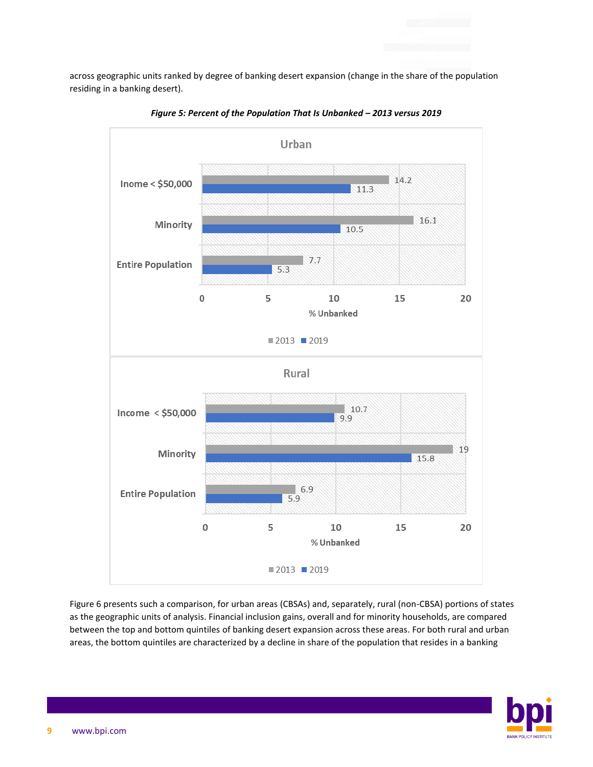across geographic units ranked by degree of banking desert expansion (change in the share of the population residing in a banking desert).

*Figure 5: Percent of the Population That Is Unbanked – 2013 versus 2019*

**Urban**

| % Unbanked | 2013 | 2019 |
|---|---|---|
| Inome < $50,000 | 14.2 | 11.3 |
| Minority | 16.1 | 10.5 |
| Entire Population | 7.7 | 5.3 |

**Rural**

| % Unbanked | 2013 | 2019 |
|---|---|---|
| Income < $50,000 | 10.7 | 9.9 |
| Minority | 19 | 15.8 |
| Entire Population | 6.9 | 5.9 |

Figure 6 presents such a comparison, for urban areas (CBSAs) and, separately, rural (non-CBSA) portions of states as the geographic units of analysis. Financial inclusion gains, overall and for minority households, are compared between the top and bottom quintiles of banking desert expansion across these areas. For both rural and urban areas, the bottom quintiles are characterized by a decline in share of the population that resides in a banking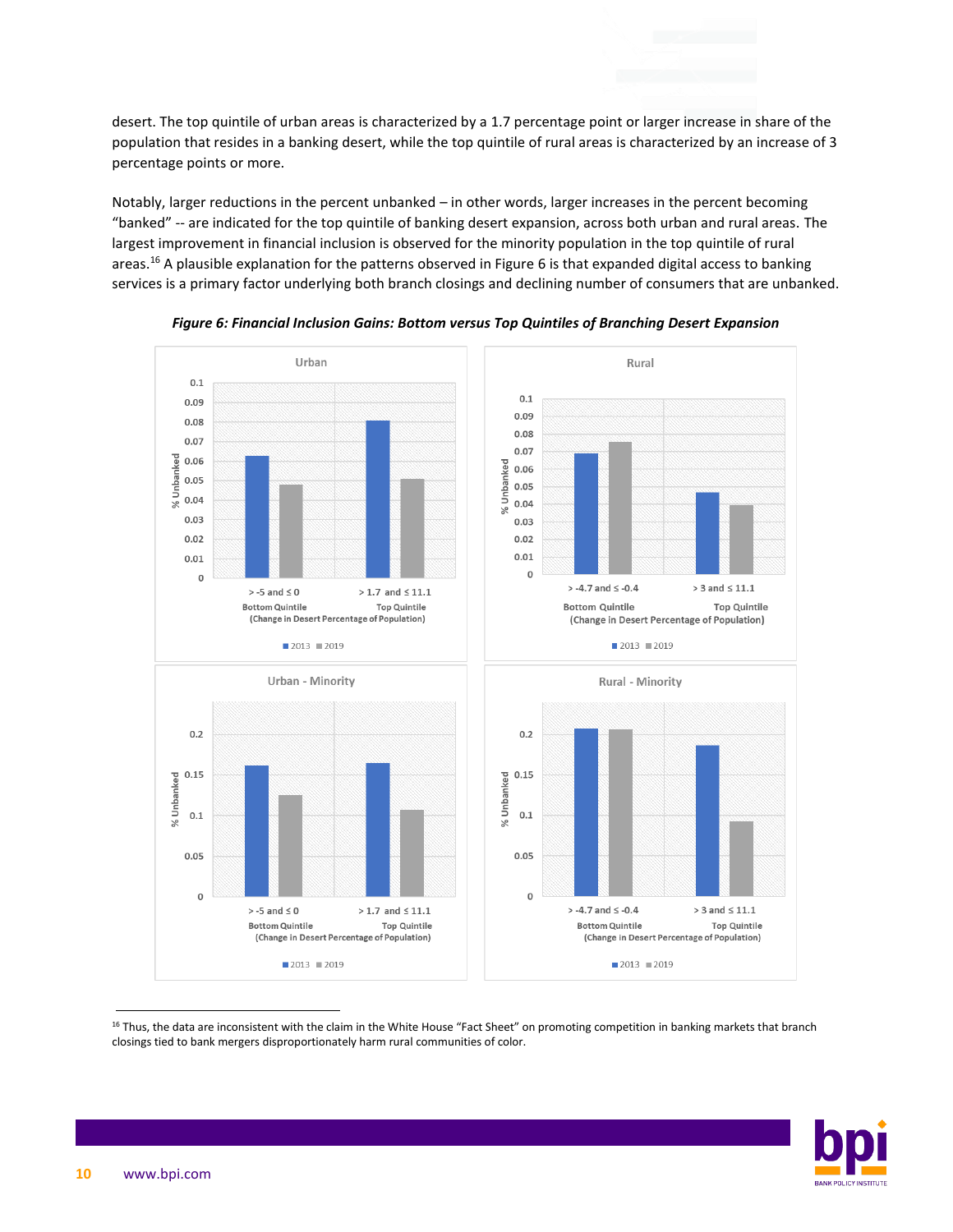desert. The top quintile of urban areas is characterized by a 1.7 percentage point or larger increase in share of the population that resides in a banking desert, while the top quintile of rural areas is characterized by an increase of 3 percentage points or more.

Notably, larger reductions in the percent unbanked – in other words, larger increases in the percent becoming "banked" -- are indicated for the top quintile of banking desert expansion, across both urban and rural areas. The largest improvement in financial inclusion is observed for the minority population in the top quintile of rural areas.[16] A plausible explanation for the patterns observed in Figure 6 is that expanded digital access to banking services is a primary factor underlying both branch closings and declining number of consumers that are unbanked.

***Figure 6: Financial Inclusion Gains: Bottom versus Top Quintiles of Branching Desert Expansion***

[16] Thus, the data are inconsistent with the claim in the White House "Fact Sheet" on promoting competition in banking markets that branch closings tied to bank mergers disproportionately harm rural communities of color.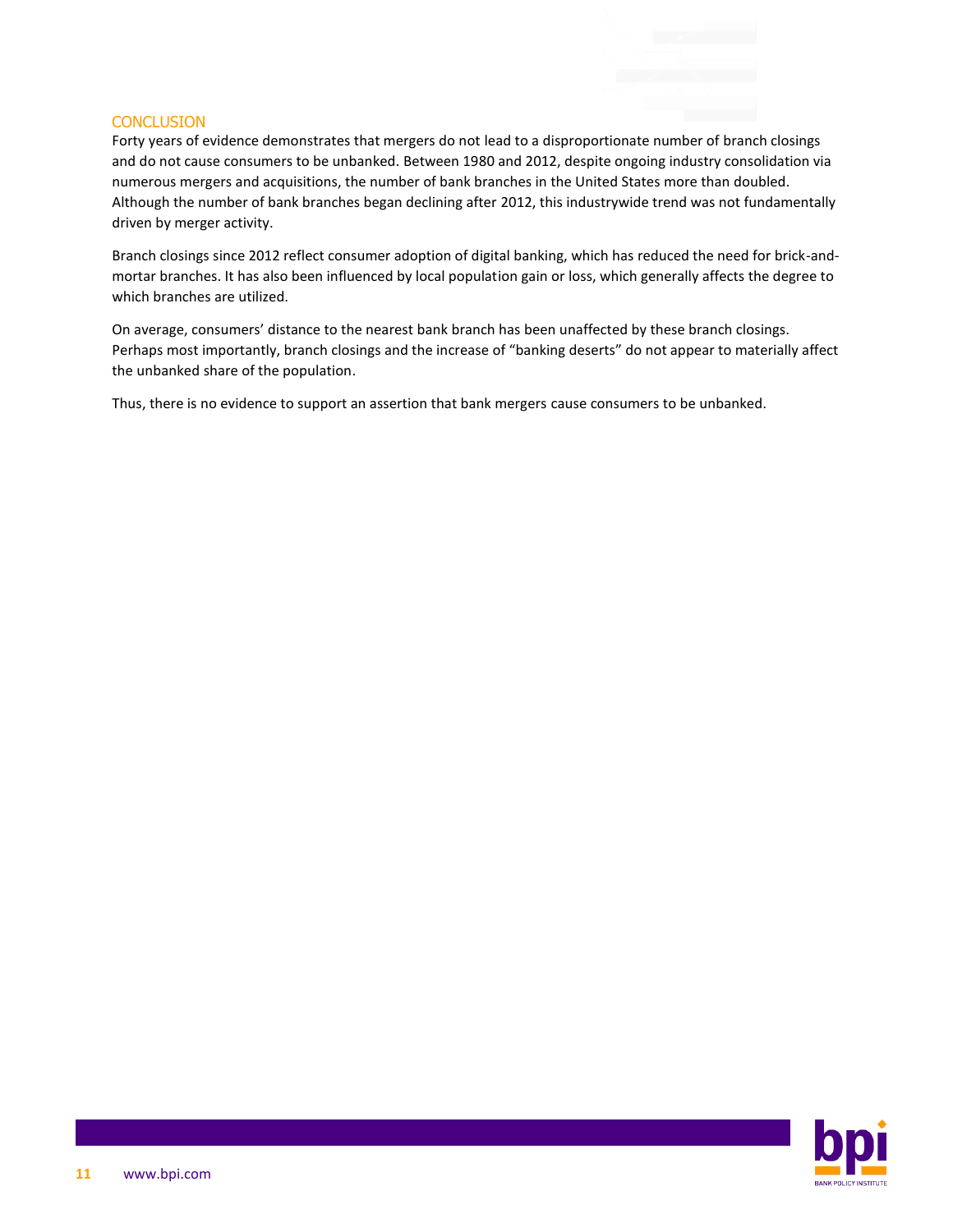## CONCLUSION

Forty years of evidence demonstrates that mergers do not lead to a disproportionate number of branch closings and do not cause consumers to be unbanked. Between 1980 and 2012, despite ongoing industry consolidation via numerous mergers and acquisitions, the number of bank branches in the United States more than doubled. Although the number of bank branches began declining after 2012, this industrywide trend was not fundamentally driven by merger activity.

Branch closings since 2012 reflect consumer adoption of digital banking, which has reduced the need for brick-and-mortar branches. It has also been influenced by local population gain or loss, which generally affects the degree to which branches are utilized.

On average, consumers' distance to the nearest bank branch has been unaffected by these branch closings. Perhaps most importantly, branch closings and the increase of "banking deserts" do not appear to materially affect the unbanked share of the population.

Thus, there is no evidence to support an assertion that bank mergers cause consumers to be unbanked.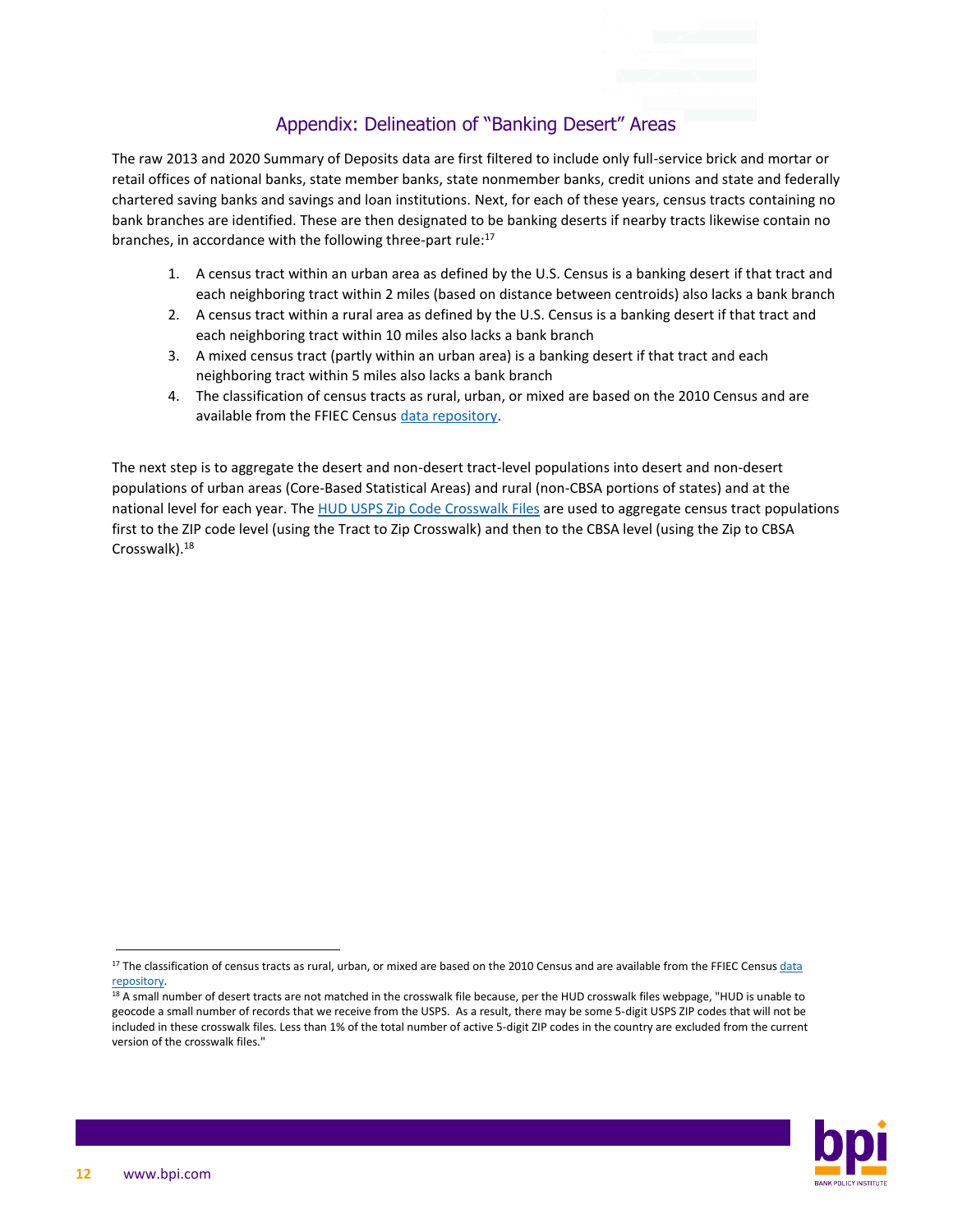## Appendix: Delineation of "Banking Desert" Areas

The raw 2013 and 2020 Summary of Deposits data are first filtered to include only full-service brick and mortar or retail offices of national banks, state member banks, state nonmember banks, credit unions and state and federally chartered saving banks and savings and loan institutions. Next, for each of these years, census tracts containing no bank branches are identified. These are then designated to be banking deserts if nearby tracts likewise contain no branches, in accordance with the following three-part rule:[17]

1. A census tract within an urban area as defined by the U.S. Census is a banking desert if that tract and each neighboring tract within 2 miles (based on distance between centroids) also lacks a bank branch
2. A census tract within a rural area as defined by the U.S. Census is a banking desert if that tract and each neighboring tract within 10 miles also lacks a bank branch
3. A mixed census tract (partly within an urban area) is a banking desert if that tract and each neighboring tract within 5 miles also lacks a bank branch
4. The classification of census tracts as rural, urban, or mixed are based on the 2010 Census and are available from the FFIEC Census data repository.

The next step is to aggregate the desert and non-desert tract-level populations into desert and non-desert populations of urban areas (Core-Based Statistical Areas) and rural (non-CBSA portions of states) and at the national level for each year. The HUD USPS Zip Code Crosswalk Files are used to aggregate census tract populations first to the ZIP code level (using the Tract to Zip Crosswalk) and then to the CBSA level (using the Zip to CBSA Crosswalk).[18]

---

[17] The classification of census tracts as rural, urban, or mixed are based on the 2010 Census and are available from the FFIEC Census data repository.

[18] A small number of desert tracts are not matched in the crosswalk file because, per the HUD crosswalk files webpage, "HUD is unable to geocode a small number of records that we receive from the USPS. As a result, there may be some 5-digit USPS ZIP codes that will not be included in these crosswalk files. Less than 1% of the total number of active 5-digit ZIP codes in the country are excluded from the current version of the crosswalk files."